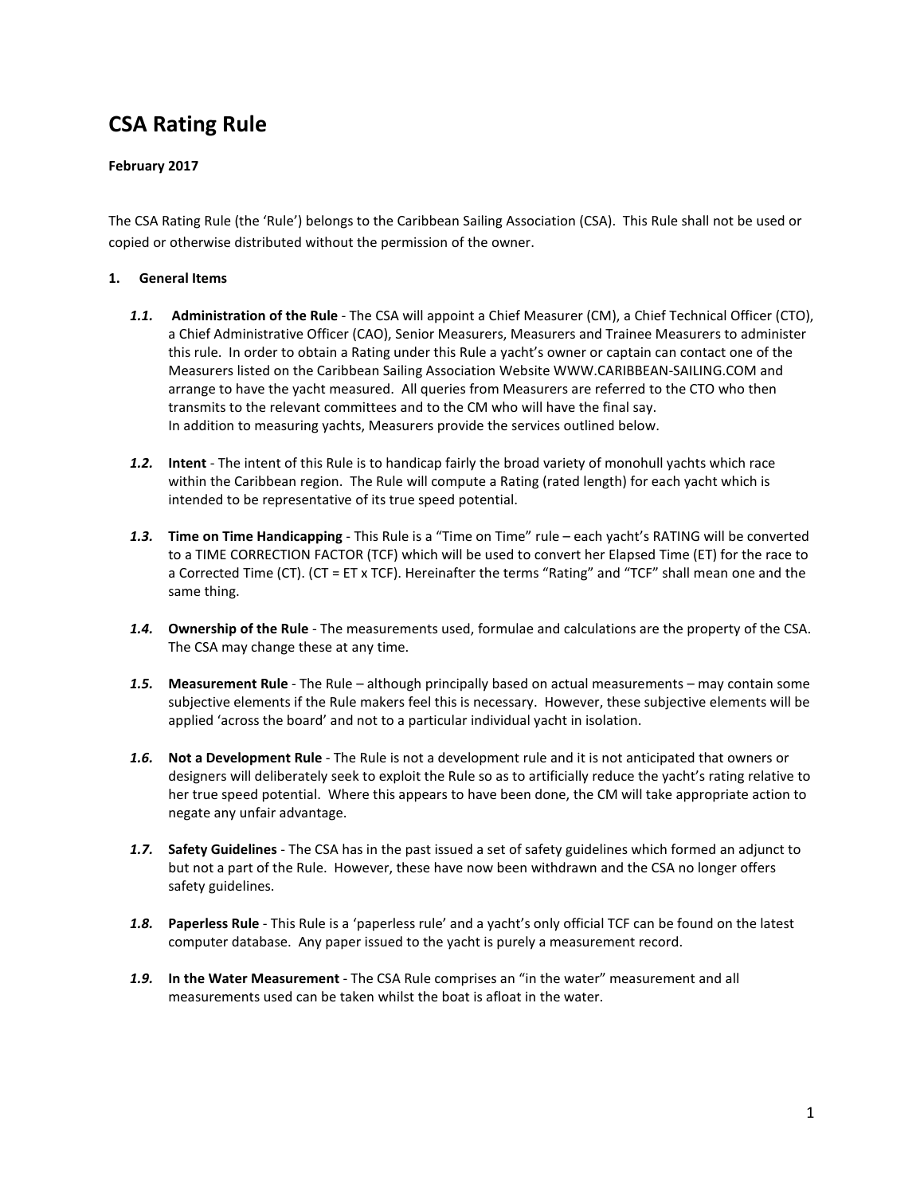# CSA Rating Rule

**February 2017**

The CSA Rating Rule (the 'Rule') belongs to the Caribbean Sailing Association (CSA). This Rule shall not be used or copied or otherwise distributed without the permission of the owner.

## 1. General Items

***1.1.*** **Administration of the Rule** - The CSA will appoint a Chief Measurer (CM), a Chief Technical Officer (CTO), a Chief Administrative Officer (CAO), Senior Measurers, Measurers and Trainee Measurers to administer this rule. In order to obtain a Rating under this Rule a yacht's owner or captain can contact one of the Measurers listed on the Caribbean Sailing Association Website WWW.CARIBBEAN-SAILING.COM and arrange to have the yacht measured. All queries from Measurers are referred to the CTO who then transmits to the relevant committees and to the CM who will have the final say.
In addition to measuring yachts, Measurers provide the services outlined below.

***1.2.*** **Intent** - The intent of this Rule is to handicap fairly the broad variety of monohull yachts which race within the Caribbean region. The Rule will compute a Rating (rated length) for each yacht which is intended to be representative of its true speed potential.

***1.3.*** **Time on Time Handicapping** - This Rule is a "Time on Time" rule – each yacht's RATING will be converted to a TIME CORRECTION FACTOR (TCF) which will be used to convert her Elapsed Time (ET) for the race to a Corrected Time (CT). (CT = ET x TCF). Hereinafter the terms "Rating" and "TCF" shall mean one and the same thing.

***1.4.*** **Ownership of the Rule** - The measurements used, formulae and calculations are the property of the CSA. The CSA may change these at any time.

***1.5.*** **Measurement Rule** - The Rule – although principally based on actual measurements – may contain some subjective elements if the Rule makers feel this is necessary. However, these subjective elements will be applied 'across the board' and not to a particular individual yacht in isolation.

***1.6.*** **Not a Development Rule** - The Rule is not a development rule and it is not anticipated that owners or designers will deliberately seek to exploit the Rule so as to artificially reduce the yacht's rating relative to her true speed potential. Where this appears to have been done, the CM will take appropriate action to negate any unfair advantage.

***1.7.*** **Safety Guidelines** - The CSA has in the past issued a set of safety guidelines which formed an adjunct to but not a part of the Rule. However, these have now been withdrawn and the CSA no longer offers safety guidelines.

***1.8.*** **Paperless Rule** - This Rule is a 'paperless rule' and a yacht's only official TCF can be found on the latest computer database. Any paper issued to the yacht is purely a measurement record.

***1.9.*** **In the Water Measurement** - The CSA Rule comprises an "in the water" measurement and all measurements used can be taken whilst the boat is afloat in the water.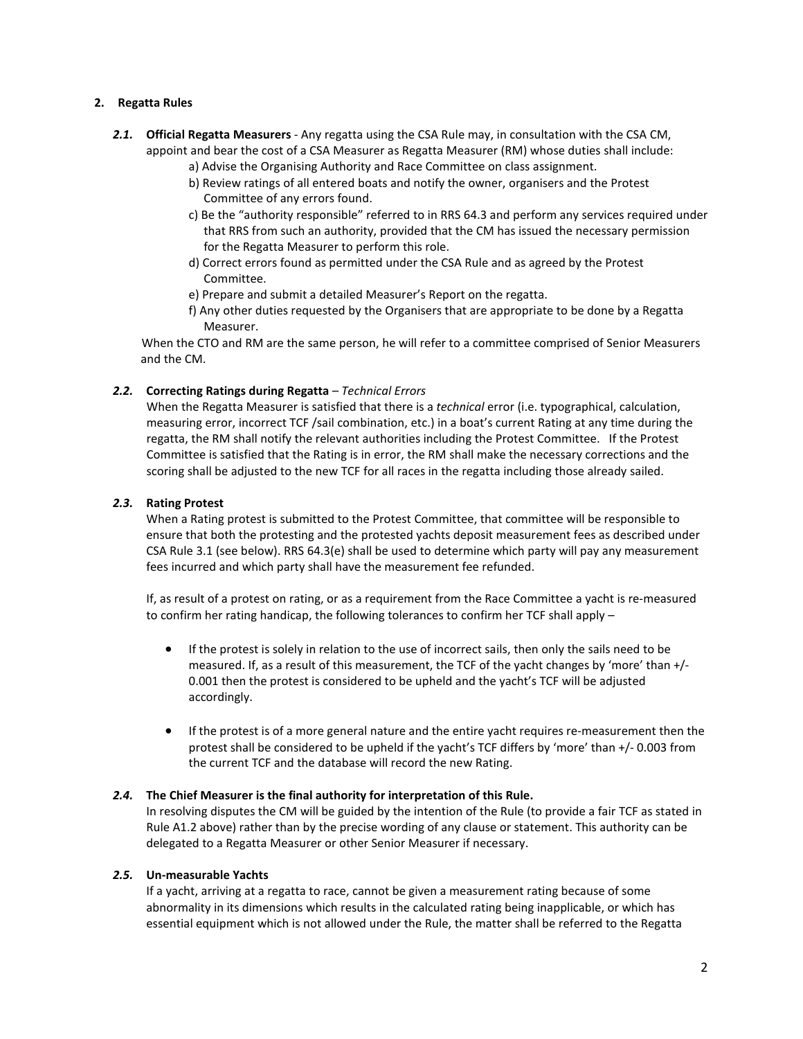## 2. Regatta Rules

***2.1.*** **Official Regatta Measurers** - Any regatta using the CSA Rule may, in consultation with the CSA CM, appoint and bear the cost of a CSA Measurer as Regatta Measurer (RM) whose duties shall include:

a) Advise the Organising Authority and Race Committee on class assignment.

b) Review ratings of all entered boats and notify the owner, organisers and the Protest Committee of any errors found.

c) Be the "authority responsible" referred to in RRS 64.3 and perform any services required under that RRS from such an authority, provided that the CM has issued the necessary permission for the Regatta Measurer to perform this role.

d) Correct errors found as permitted under the CSA Rule and as agreed by the Protest Committee.

e) Prepare and submit a detailed Measurer's Report on the regatta.

f) Any other duties requested by the Organisers that are appropriate to be done by a Regatta Measurer.

When the CTO and RM are the same person, he will refer to a committee comprised of Senior Measurers and the CM.

***2.2.*** **Correcting Ratings during Regatta** – *Technical Errors*

When the Regatta Measurer is satisfied that there is a *technical* error (i.e. typographical, calculation, measuring error, incorrect TCF /sail combination, etc.) in a boat's current Rating at any time during the regatta, the RM shall notify the relevant authorities including the Protest Committee. If the Protest Committee is satisfied that the Rating is in error, the RM shall make the necessary corrections and the scoring shall be adjusted to the new TCF for all races in the regatta including those already sailed.

***2.3.*** **Rating Protest**

When a Rating protest is submitted to the Protest Committee, that committee will be responsible to ensure that both the protesting and the protested yachts deposit measurement fees as described under CSA Rule 3.1 (see below). RRS 64.3(e) shall be used to determine which party will pay any measurement fees incurred and which party shall have the measurement fee refunded.

If, as result of a protest on rating, or as a requirement from the Race Committee a yacht is re-measured to confirm her rating handicap, the following tolerances to confirm her TCF shall apply –

- If the protest is solely in relation to the use of incorrect sails, then only the sails need to be measured. If, as a result of this measurement, the TCF of the yacht changes by 'more' than +/- 0.001 then the protest is considered to be upheld and the yacht's TCF will be adjusted accordingly.

- If the protest is of a more general nature and the entire yacht requires re-measurement then the protest shall be considered to be upheld if the yacht's TCF differs by 'more' than +/- 0.003 from the current TCF and the database will record the new Rating.

***2.4.*** **The Chief Measurer is the final authority for interpretation of this Rule.**

In resolving disputes the CM will be guided by the intention of the Rule (to provide a fair TCF as stated in Rule A1.2 above) rather than by the precise wording of any clause or statement. This authority can be delegated to a Regatta Measurer or other Senior Measurer if necessary.

***2.5.*** **Un-measurable Yachts**

If a yacht, arriving at a regatta to race, cannot be given a measurement rating because of some abnormality in its dimensions which results in the calculated rating being inapplicable, or which has essential equipment which is not allowed under the Rule, the matter shall be referred to the Regatta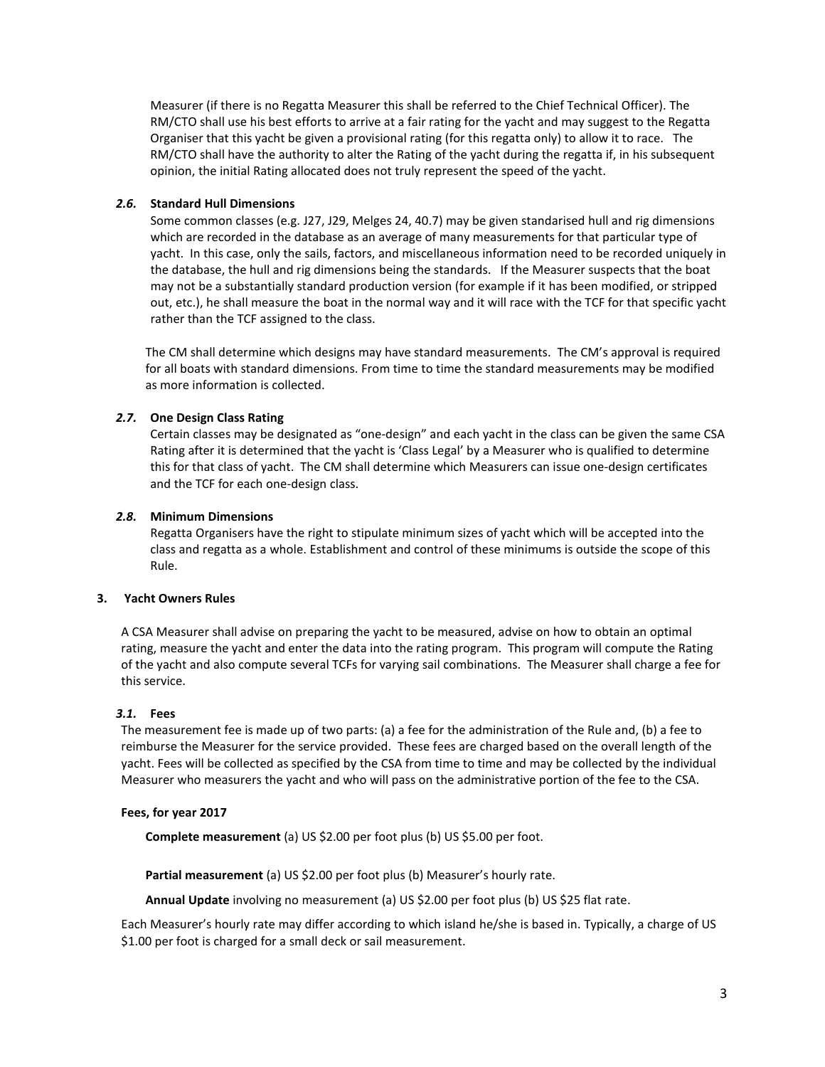Measurer (if there is no Regatta Measurer this shall be referred to the Chief Technical Officer). The RM/CTO shall use his best efforts to arrive at a fair rating for the yacht and may suggest to the Regatta Organiser that this yacht be given a provisional rating (for this regatta only) to allow it to race. The RM/CTO shall have the authority to alter the Rating of the yacht during the regatta if, in his subsequent opinion, the initial Rating allocated does not truly represent the speed of the yacht.

### *2.6.* Standard Hull Dimensions

Some common classes (e.g. J27, J29, Melges 24, 40.7) may be given standarised hull and rig dimensions which are recorded in the database as an average of many measurements for that particular type of yacht. In this case, only the sails, factors, and miscellaneous information need to be recorded uniquely in the database, the hull and rig dimensions being the standards. If the Measurer suspects that the boat may not be a substantially standard production version (for example if it has been modified, or stripped out, etc.), he shall measure the boat in the normal way and it will race with the TCF for that specific yacht rather than the TCF assigned to the class.

The CM shall determine which designs may have standard measurements. The CM's approval is required for all boats with standard dimensions. From time to time the standard measurements may be modified as more information is collected.

### *2.7.* One Design Class Rating

Certain classes may be designated as "one-design" and each yacht in the class can be given the same CSA Rating after it is determined that the yacht is 'Class Legal' by a Measurer who is qualified to determine this for that class of yacht. The CM shall determine which Measurers can issue one-design certificates and the TCF for each one-design class.

### *2.8.* Minimum Dimensions

Regatta Organisers have the right to stipulate minimum sizes of yacht which will be accepted into the class and regatta as a whole. Establishment and control of these minimums is outside the scope of this Rule.

## 3. Yacht Owners Rules

A CSA Measurer shall advise on preparing the yacht to be measured, advise on how to obtain an optimal rating, measure the yacht and enter the data into the rating program. This program will compute the Rating of the yacht and also compute several TCFs for varying sail combinations. The Measurer shall charge a fee for this service.

### *3.1.* Fees

The measurement fee is made up of two parts: (a) a fee for the administration of the Rule and, (b) a fee to reimburse the Measurer for the service provided. These fees are charged based on the overall length of the yacht. Fees will be collected as specified by the CSA from time to time and may be collected by the individual Measurer who measurers the yacht and who will pass on the administrative portion of the fee to the CSA.

**Fees, for year 2017**

**Complete measurement** (a) US $2.00 per foot plus (b) US $5.00 per foot.

**Partial measurement** (a) US $2.00 per foot plus (b) Measurer's hourly rate.

**Annual Update** involving no measurement (a) US $2.00 per foot plus (b) US $25 flat rate.

Each Measurer's hourly rate may differ according to which island he/she is based in. Typically, a charge of US $1.00 per foot is charged for a small deck or sail measurement.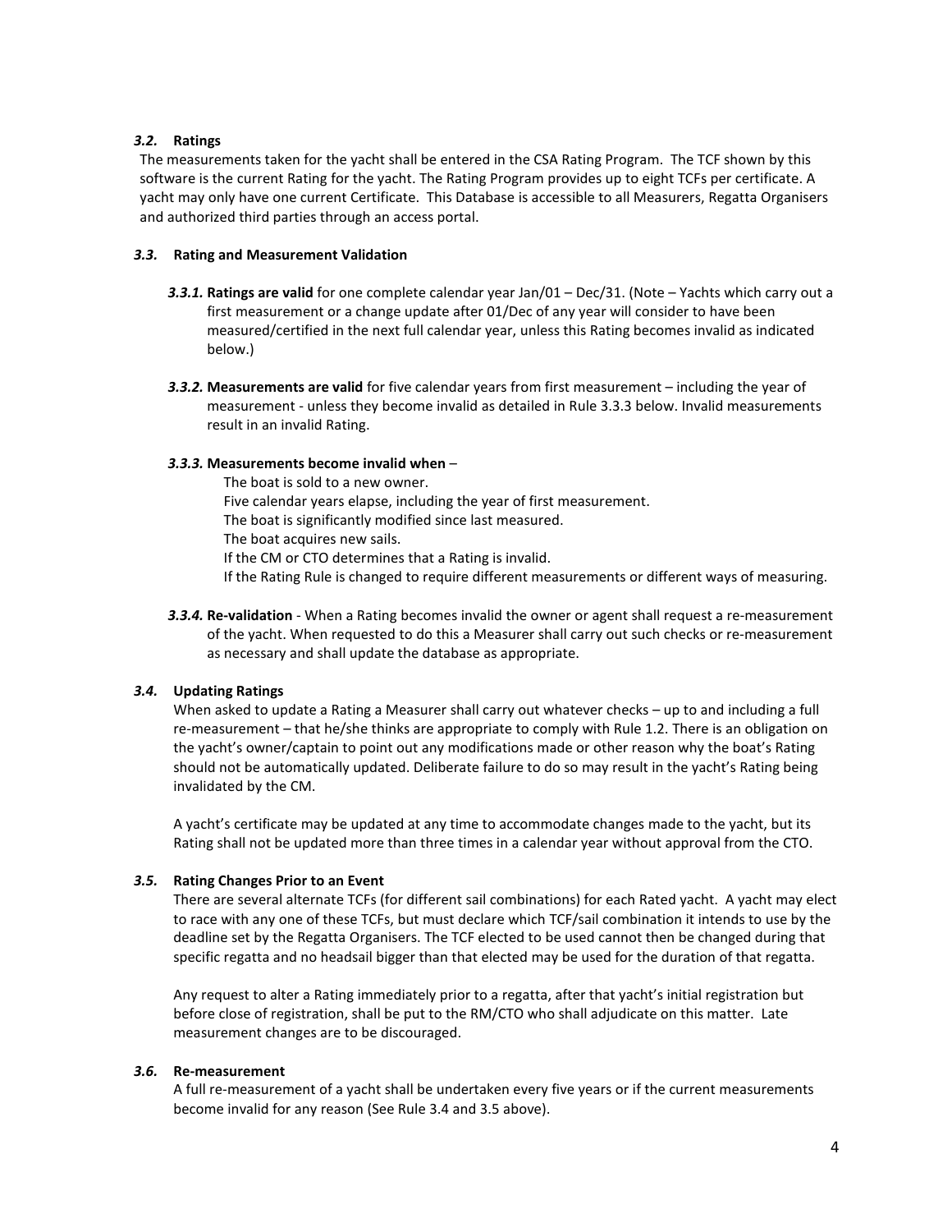### *3.2.* Ratings

The measurements taken for the yacht shall be entered in the CSA Rating Program. The TCF shown by this software is the current Rating for the yacht. The Rating Program provides up to eight TCFs per certificate. A yacht may only have one current Certificate. This Database is accessible to all Measurers, Regatta Organisers and authorized third parties through an access portal.

### *3.3.* Rating and Measurement Validation

***3.3.1.* Ratings are valid** for one complete calendar year Jan/01 – Dec/31. (Note – Yachts which carry out a first measurement or a change update after 01/Dec of any year will consider to have been measured/certified in the next full calendar year, unless this Rating becomes invalid as indicated below.)

***3.3.2.* Measurements are valid** for five calendar years from first measurement – including the year of measurement - unless they become invalid as detailed in Rule 3.3.3 below. Invalid measurements result in an invalid Rating.

***3.3.3.* Measurements become invalid when** –

The boat is sold to a new owner.
Five calendar years elapse, including the year of first measurement.
The boat is significantly modified since last measured.
The boat acquires new sails.
If the CM or CTO determines that a Rating is invalid.
If the Rating Rule is changed to require different measurements or different ways of measuring.

***3.3.4.* Re-validation** - When a Rating becomes invalid the owner or agent shall request a re-measurement of the yacht. When requested to do this a Measurer shall carry out such checks or re-measurement as necessary and shall update the database as appropriate.

### *3.4.* Updating Ratings

When asked to update a Rating a Measurer shall carry out whatever checks – up to and including a full re-measurement – that he/she thinks are appropriate to comply with Rule 1.2. There is an obligation on the yacht's owner/captain to point out any modifications made or other reason why the boat's Rating should not be automatically updated. Deliberate failure to do so may result in the yacht's Rating being invalidated by the CM.

A yacht's certificate may be updated at any time to accommodate changes made to the yacht, but its Rating shall not be updated more than three times in a calendar year without approval from the CTO.

### *3.5.* Rating Changes Prior to an Event

There are several alternate TCFs (for different sail combinations) for each Rated yacht. A yacht may elect to race with any one of these TCFs, but must declare which TCF/sail combination it intends to use by the deadline set by the Regatta Organisers. The TCF elected to be used cannot then be changed during that specific regatta and no headsail bigger than that elected may be used for the duration of that regatta.

Any request to alter a Rating immediately prior to a regatta, after that yacht's initial registration but before close of registration, shall be put to the RM/CTO who shall adjudicate on this matter. Late measurement changes are to be discouraged.

### *3.6.* Re-measurement

A full re-measurement of a yacht shall be undertaken every five years or if the current measurements become invalid for any reason (See Rule 3.4 and 3.5 above).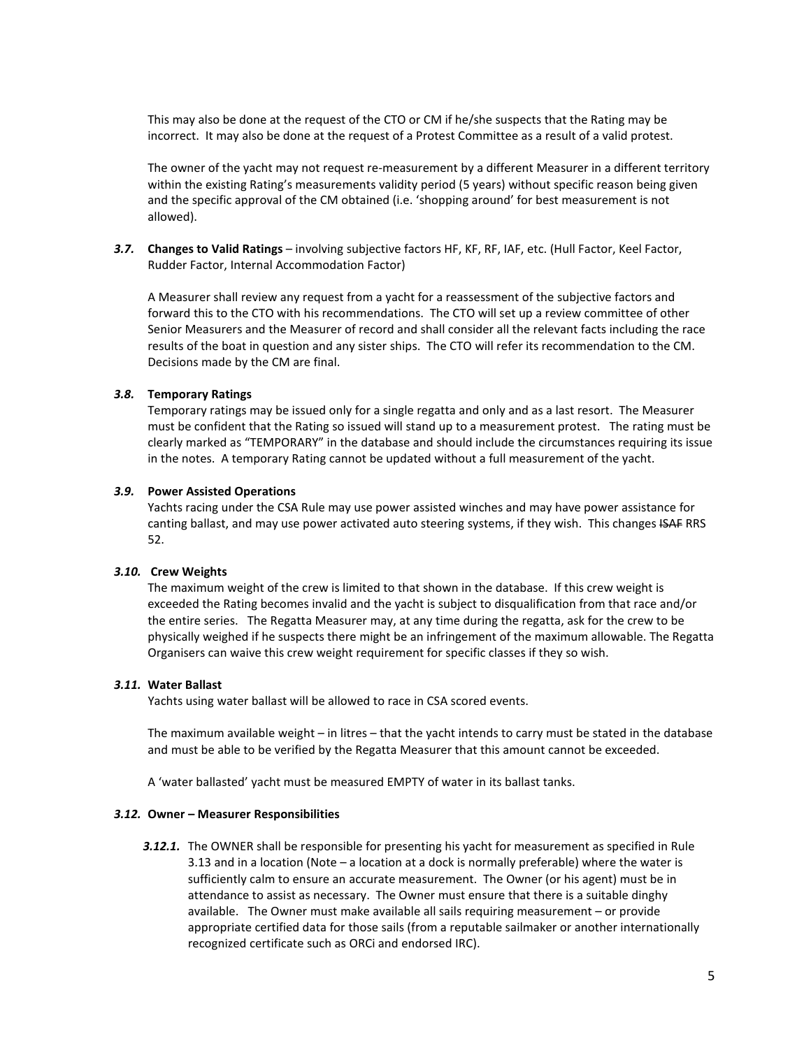This may also be done at the request of the CTO or CM if he/she suspects that the Rating may be incorrect. It may also be done at the request of a Protest Committee as a result of a valid protest.

The owner of the yacht may not request re-measurement by a different Measurer in a different territory within the existing Rating's measurements validity period (5 years) without specific reason being given and the specific approval of the CM obtained (i.e. 'shopping around' for best measurement is not allowed).

***3.7.*** **Changes to Valid Ratings** – involving subjective factors HF, KF, RF, IAF, etc. (Hull Factor, Keel Factor, Rudder Factor, Internal Accommodation Factor)

A Measurer shall review any request from a yacht for a reassessment of the subjective factors and forward this to the CTO with his recommendations. The CTO will set up a review committee of other Senior Measurers and the Measurer of record and shall consider all the relevant facts including the race results of the boat in question and any sister ships. The CTO will refer its recommendation to the CM. Decisions made by the CM are final.

***3.8.*** **Temporary Ratings**

Temporary ratings may be issued only for a single regatta and only and as a last resort. The Measurer must be confident that the Rating so issued will stand up to a measurement protest. The rating must be clearly marked as "TEMPORARY" in the database and should include the circumstances requiring its issue in the notes. A temporary Rating cannot be updated without a full measurement of the yacht.

***3.9.*** **Power Assisted Operations**

Yachts racing under the CSA Rule may use power assisted winches and may have power assistance for canting ballast, and may use power activated auto steering systems, if they wish. This changes ~~ISAF~~ RRS 52.

***3.10.*** **Crew Weights**

The maximum weight of the crew is limited to that shown in the database. If this crew weight is exceeded the Rating becomes invalid and the yacht is subject to disqualification from that race and/or the entire series. The Regatta Measurer may, at any time during the regatta, ask for the crew to be physically weighed if he suspects there might be an infringement of the maximum allowable. The Regatta Organisers can waive this crew weight requirement for specific classes if they so wish.

***3.11.*** **Water Ballast**

Yachts using water ballast will be allowed to race in CSA scored events.

The maximum available weight – in litres – that the yacht intends to carry must be stated in the database and must be able to be verified by the Regatta Measurer that this amount cannot be exceeded.

A 'water ballasted' yacht must be measured EMPTY of water in its ballast tanks.

***3.12.*** **Owner – Measurer Responsibilities**

***3.12.1.*** The OWNER shall be responsible for presenting his yacht for measurement as specified in Rule 3.13 and in a location (Note – a location at a dock is normally preferable) where the water is sufficiently calm to ensure an accurate measurement. The Owner (or his agent) must be in attendance to assist as necessary. The Owner must ensure that there is a suitable dinghy available. The Owner must make available all sails requiring measurement – or provide appropriate certified data for those sails (from a reputable sailmaker or another internationally recognized certificate such as ORCi and endorsed IRC).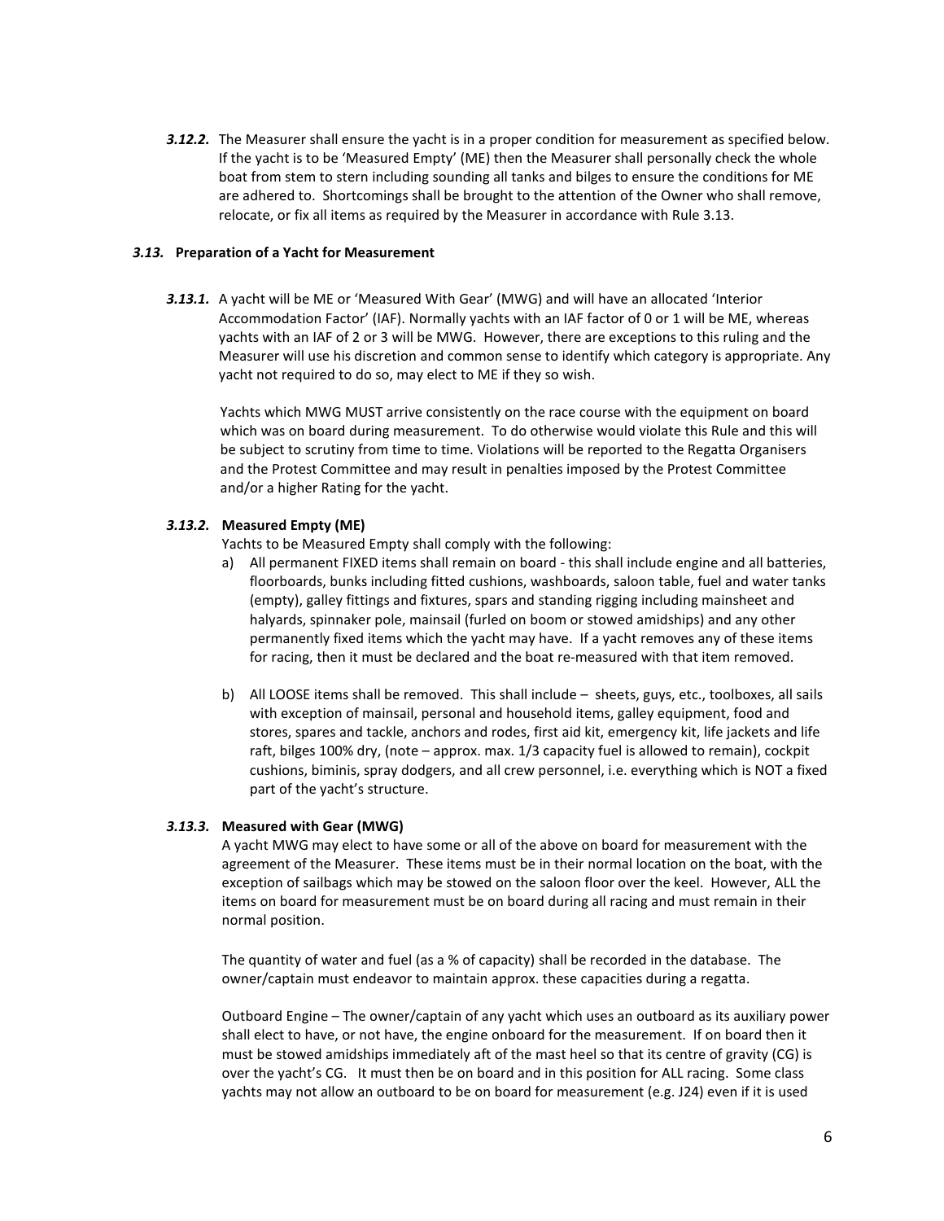***3.12.2.*** The Measurer shall ensure the yacht is in a proper condition for measurement as specified below. If the yacht is to be 'Measured Empty' (ME) then the Measurer shall personally check the whole boat from stem to stern including sounding all tanks and bilges to ensure the conditions for ME are adhered to. Shortcomings shall be brought to the attention of the Owner who shall remove, relocate, or fix all items as required by the Measurer in accordance with Rule 3.13.

### ***3.13.*** Preparation of a Yacht for Measurement

***3.13.1.*** A yacht will be ME or 'Measured With Gear' (MWG) and will have an allocated 'Interior Accommodation Factor' (IAF). Normally yachts with an IAF factor of 0 or 1 will be ME, whereas yachts with an IAF of 2 or 3 will be MWG. However, there are exceptions to this ruling and the Measurer will use his discretion and common sense to identify which category is appropriate. Any yacht not required to do so, may elect to ME if they so wish.

Yachts which MWG MUST arrive consistently on the race course with the equipment on board which was on board during measurement. To do otherwise would violate this Rule and this will be subject to scrutiny from time to time. Violations will be reported to the Regatta Organisers and the Protest Committee and may result in penalties imposed by the Protest Committee and/or a higher Rating for the yacht.

#### ***3.13.2.*** Measured Empty (ME)

Yachts to be Measured Empty shall comply with the following:

a) All permanent FIXED items shall remain on board - this shall include engine and all batteries, floorboards, bunks including fitted cushions, washboards, saloon table, fuel and water tanks (empty), galley fittings and fixtures, spars and standing rigging including mainsheet and halyards, spinnaker pole, mainsail (furled on boom or stowed amidships) and any other permanently fixed items which the yacht may have. If a yacht removes any of these items for racing, then it must be declared and the boat re-measured with that item removed.

b) All LOOSE items shall be removed. This shall include – sheets, guys, etc., toolboxes, all sails with exception of mainsail, personal and household items, galley equipment, food and stores, spares and tackle, anchors and rodes, first aid kit, emergency kit, life jackets and life raft, bilges 100% dry, (note – approx. max. 1/3 capacity fuel is allowed to remain), cockpit cushions, biminis, spray dodgers, and all crew personnel, i.e. everything which is NOT a fixed part of the yacht's structure.

#### ***3.13.3.*** Measured with Gear (MWG)

A yacht MWG may elect to have some or all of the above on board for measurement with the agreement of the Measurer. These items must be in their normal location on the boat, with the exception of sailbags which may be stowed on the saloon floor over the keel. However, ALL the items on board for measurement must be on board during all racing and must remain in their normal position.

The quantity of water and fuel (as a % of capacity) shall be recorded in the database. The owner/captain must endeavor to maintain approx. these capacities during a regatta.

Outboard Engine – The owner/captain of any yacht which uses an outboard as its auxiliary power shall elect to have, or not have, the engine onboard for the measurement. If on board then it must be stowed amidships immediately aft of the mast heel so that its centre of gravity (CG) is over the yacht's CG. It must then be on board and in this position for ALL racing. Some class yachts may not allow an outboard to be on board for measurement (e.g. J24) even if it is used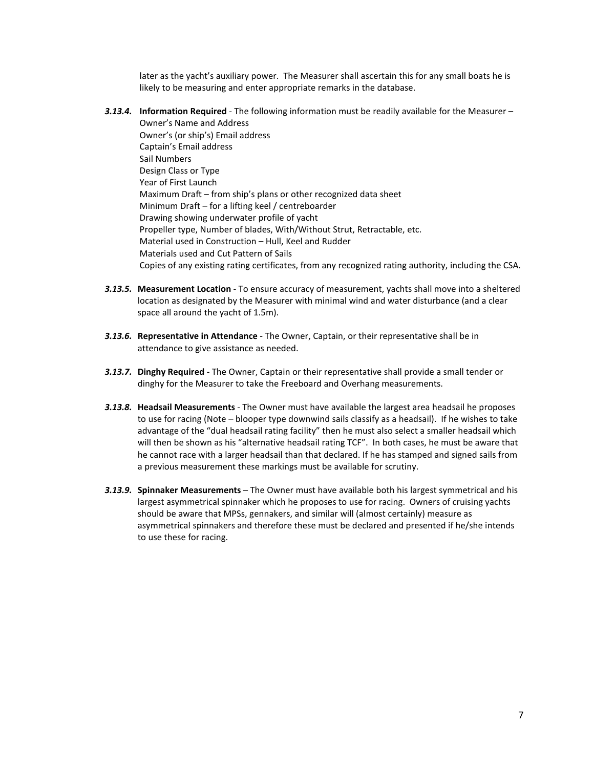later as the yacht's auxiliary power. The Measurer shall ascertain this for any small boats he is likely to be measuring and enter appropriate remarks in the database.

***3.13.4.*** **Information Required** - The following information must be readily available for the Measurer –
Owner's Name and Address
Owner's (or ship's) Email address
Captain's Email address
Sail Numbers
Design Class or Type
Year of First Launch
Maximum Draft – from ship's plans or other recognized data sheet
Minimum Draft – for a lifting keel / centreboarder
Drawing showing underwater profile of yacht
Propeller type, Number of blades, With/Without Strut, Retractable, etc.
Material used in Construction – Hull, Keel and Rudder
Materials used and Cut Pattern of Sails
Copies of any existing rating certificates, from any recognized rating authority, including the CSA.

***3.13.5.*** **Measurement Location** - To ensure accuracy of measurement, yachts shall move into a sheltered location as designated by the Measurer with minimal wind and water disturbance (and a clear space all around the yacht of 1.5m).

***3.13.6.*** **Representative in Attendance** - The Owner, Captain, or their representative shall be in attendance to give assistance as needed.

***3.13.7.*** **Dinghy Required** - The Owner, Captain or their representative shall provide a small tender or dinghy for the Measurer to take the Freeboard and Overhang measurements.

***3.13.8.*** **Headsail Measurements** - The Owner must have available the largest area headsail he proposes to use for racing (Note – blooper type downwind sails classify as a headsail). If he wishes to take advantage of the "dual headsail rating facility" then he must also select a smaller headsail which will then be shown as his "alternative headsail rating TCF". In both cases, he must be aware that he cannot race with a larger headsail than that declared. If he has stamped and signed sails from a previous measurement these markings must be available for scrutiny.

***3.13.9.*** **Spinnaker Measurements** – The Owner must have available both his largest symmetrical and his largest asymmetrical spinnaker which he proposes to use for racing. Owners of cruising yachts should be aware that MPSs, gennakers, and similar will (almost certainly) measure as asymmetrical spinnakers and therefore these must be declared and presented if he/she intends to use these for racing.